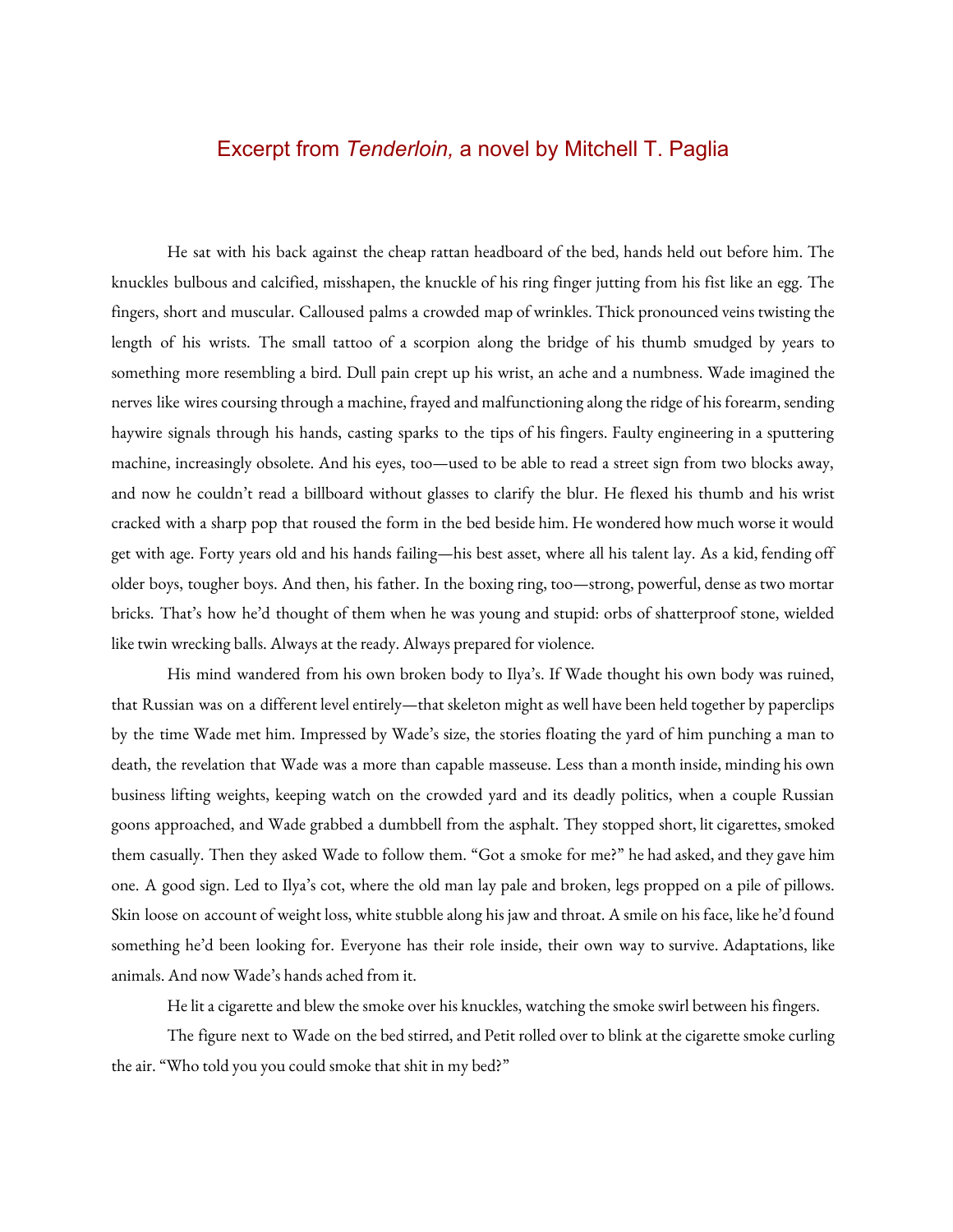# Excerpt from *Tenderloin,* a novel by Mitchell T. Paglia

He sat with his back against the cheap rattan headboard of the bed, hands held out before him. The knuckles bulbous and calcified, misshapen, the knuckle of his ring finger jutting from his fist like an egg. The fingers, short and muscular. Calloused palms a crowded map of wrinkles. Thick pronounced veins twisting the length of his wrists. The small tattoo of a scorpion along the bridge of his thumb smudged by years to something more resembling a bird. Dull pain crept up his wrist, an ache and a numbness. Wade imagined the nerves like wires coursing through a machine, frayed and malfunctioning along the ridge of his forearm, sending haywire signals through his hands, casting sparks to the tips of his fingers. Faulty engineering in a sputtering machine, increasingly obsolete. And his eyes, too—used to be able to read a street sign from two blocks away, and now he couldn't read a billboard without glasses to clarify the blur. He flexed his thumb and his wrist cracked with a sharp pop that roused the form in the bed beside him. He wondered how much worse it would get with age. Forty years old and his hands failing—his best asset, where all his talent lay. As a kid, fending off older boys, tougher boys. And then, his father. In the boxing ring, too—strong, powerful, dense as two mortar bricks. That's how he'd thought of them when he was young and stupid: orbs of shatterproof stone, wielded like twin wrecking balls. Always at the ready. Always prepared for violence.

His mind wandered from his own broken body to Ilya's. If Wade thought his own body was ruined, that Russian was on a different level entirely—that skeleton might as well have been held together by paperclips by the time Wade met him. Impressed by Wade's size, the stories floating the yard of him punching a man to death, the revelation that Wade was a more than capable masseuse. Less than a month inside, minding his own business lifting weights, keeping watch on the crowded yard and its deadly politics, when a couple Russian goons approached, and Wade grabbed a dumbbell from the asphalt. They stopped short, lit cigarettes, smoked them casually. Then they asked Wade to follow them. "Got a smoke for me?" he had asked, and they gave him one. A good sign. Led to Ilya's cot, where the old man lay pale and broken, legs propped on a pile of pillows. Skin loose on account of weight loss, white stubble along his jaw and throat. A smile on his face, like he'd found something he'd been looking for. Everyone has their role inside, their own way to survive. Adaptations, like animals. And now Wade's hands ached from it.

He lit a cigarette and blew the smoke over his knuckles, watching the smoke swirl between his fingers.

The figure next to Wade on the bed stirred, and Petit rolled over to blink at the cigarette smoke curling the air. "Who told you you could smoke that shit in my bed?"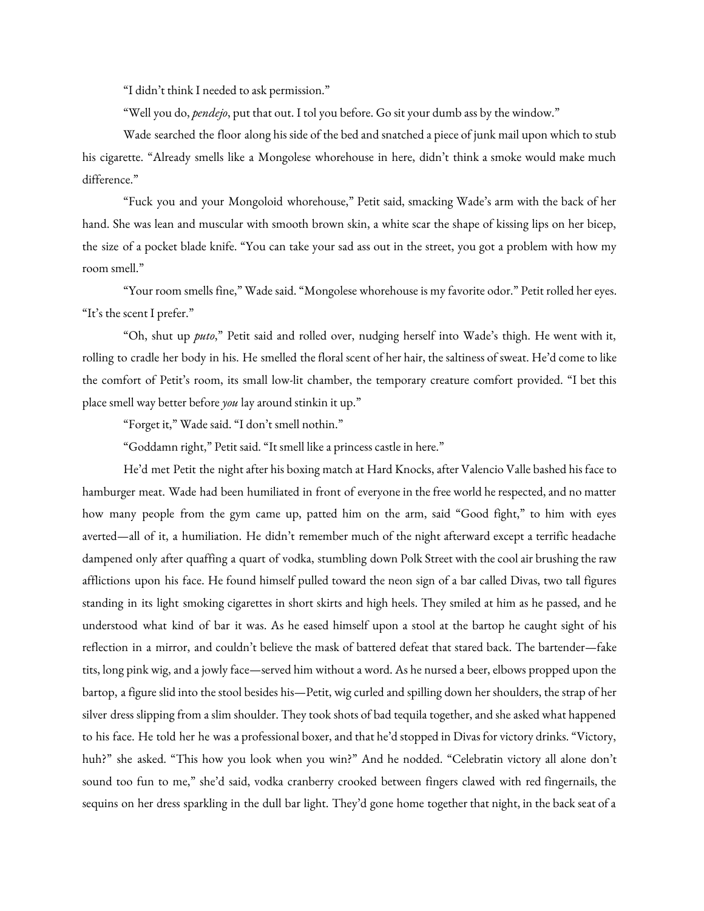"I didn't think I needed to ask permission."

"Well you do, *pendejo*, put that out. I tol you before. Go sit your dumb ass by the window."

Wade searched the floor along his side of the bed and snatched a piece of junk mail upon which to stub his cigarette. "Already smells like a Mongolese whorehouse in here, didn't think a smoke would make much difference."

"Fuck you and your Mongoloid whorehouse," Petit said, smacking Wade's arm with the back of her hand. She was lean and muscular with smooth brown skin, a white scar the shape of kissing lips on her bicep, the size of a pocket blade knife. "You can take your sad ass out in the street, you got a problem with how my room smell."

"Your room smells fine," Wade said. "Mongolese whorehouse is my favorite odor." Petit rolled her eyes. "It's the scent I prefer."

"Oh, shut up *puto*," Petit said and rolled over, nudging herself into Wade's thigh. He went with it, rolling to cradle her body in his. He smelled the floral scent of her hair, the saltiness of sweat. He'd come to like the comfort of Petit's room, its small low-lit chamber, the temporary creature comfort provided. "I bet this place smell way better before *you* lay around stinkin it up."

"Forget it," Wade said. "I don't smell nothin."

"Goddamn right," Petit said. "It smell like a princess castle in here."

He'd met Petit the night after his boxing match at Hard Knocks, after Valencio Valle bashed his face to hamburger meat. Wade had been humiliated in front of everyone in the free world he respected, and no matter how many people from the gym came up, patted him on the arm, said "Good fight," to him with eyes averted—all of it, a humiliation. He didn't remember much of the night afterward except a terrific headache dampened only after quaffing a quart of vodka, stumbling down Polk Street with the cool air brushing the raw afflictions upon his face. He found himself pulled toward the neon sign of a bar called Divas, two tall figures standing in its light smoking cigarettes in short skirts and high heels. They smiled at him as he passed, and he understood what kind of bar it was. As he eased himself upon a stool at the bartop he caught sight of his reflection in a mirror, and couldn't believe the mask of battered defeat that stared back. The bartender—fake tits, long pink wig, and a jowly face—served him without a word. As he nursed a beer, elbows propped upon the bartop, a figure slid into the stool besides his—Petit, wig curled and spilling down her shoulders, the strap of her silver dress slipping from a slim shoulder. They took shots of bad tequila together, and she asked what happened to his face. He told her he was a professional boxer, and that he'd stopped in Divas for victory drinks. "Victory, huh?" she asked. "This how you look when you win?" And he nodded. "Celebratin victory all alone don't sound too fun to me," she'd said, vodka cranberry crooked between fingers clawed with red fingernails, the sequins on her dress sparkling in the dull bar light. They'd gone home together that night, in the back seat of a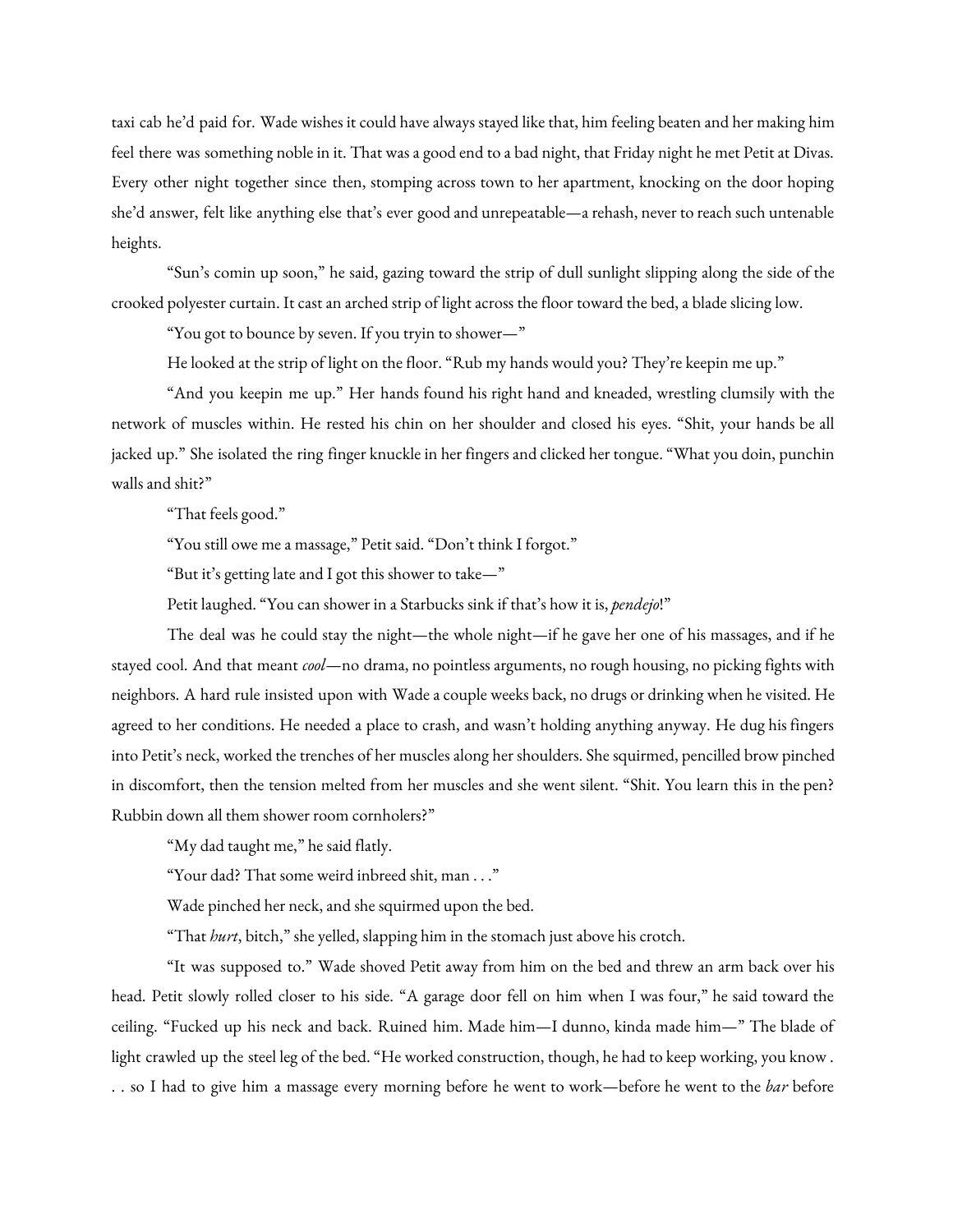taxi cab he'd paid for. Wade wishes it could have always stayed like that, him feeling beaten and her making him feel there was something noble in it. That was a good end to a bad night, that Friday night he met Petit at Divas. Every other night together since then, stomping across town to her apartment, knocking on the door hoping she'd answer, felt like anything else that's ever good and unrepeatable—a rehash, never to reach such untenable heights.

"Sun's comin up soon," he said, gazing toward the strip of dull sunlight slipping along the side of the crooked polyester curtain. It cast an arched strip of light across the floor toward the bed, a blade slicing low.

"You got to bounce by seven. If you tryin to shower—"

He looked at the strip of light on the floor. "Rub my hands would you? They're keepin me up."

"And you keepin me up." Her hands found his right hand and kneaded, wrestling clumsily with the network of muscles within. He rested his chin on her shoulder and closed his eyes. "Shit, your hands be all jacked up." She isolated the ring finger knuckle in her fingers and clicked her tongue. "What you doin, punchin walls and shit?"

"That feels good."

"You still owe me a massage," Petit said. "Don't think I forgot."

"But it's getting late and I got this shower to take—"

Petit laughed. "You can shower in a Starbucks sink if that's how it is, *pendejo*!"

The deal was he could stay the night—the whole night—if he gave her one of his massages, and if he stayed cool. And that meant *cool*—no drama, no pointless arguments, no rough housing, no picking fights with neighbors. A hard rule insisted upon with Wade a couple weeks back, no drugs or drinking when he visited. He agreed to her conditions. He needed a place to crash, and wasn't holding anything anyway. He dug his fingers into Petit's neck, worked the trenches of her muscles along her shoulders. She squirmed, pencilled brow pinched in discomfort, then the tension melted from her muscles and she went silent. "Shit. You learn this in the pen? Rubbin down all them shower room cornholers?"

"My dad taught me," he said flatly.

"Your dad? That some weird inbreed shit, man . . ."

Wade pinched her neck, and she squirmed upon the bed.

"That *hurt*, bitch," she yelled, slapping him in the stomach just above his crotch.

"It was supposed to." Wade shoved Petit away from him on the bed and threw an arm back over his head. Petit slowly rolled closer to his side. "A garage door fell on him when I was four," he said toward the ceiling. "Fucked up his neck and back. Ruined him. Made him—I dunno, kinda made him—" The blade of light crawled up the steel leg of the bed. "He worked construction, though, he had to keep working, you know . . . so I had to give him a massage every morning before he went to work—before he went to the *bar* before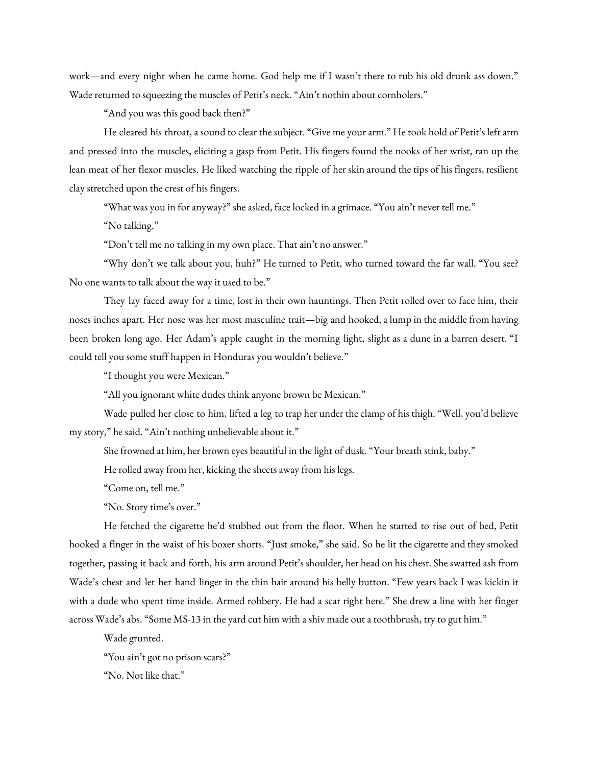work—and every night when he came home. God help me if I wasn't there to rub his old drunk ass down." Wade returned to squeezing the muscles of Petit's neck. "Ain't nothin about cornholers."

"And you was this good back then?"

He cleared his throat, a sound to clear the subject. "Give me your arm." He took hold of Petit's left arm and pressed into the muscles, eliciting a gasp from Petit. His fingers found the nooks of her wrist, ran up the lean meat of her flexor muscles. He liked watching the ripple of her skin around the tips of his fingers, resilient clay stretched upon the crest of his fingers.

"What was you in for anyway?" she asked, face locked in a grimace. "You ain't never tell me."

"No talking."

"Don't tell me no talking in my own place. That ain't no answer."

"Why don't we talk about you, huh?" He turned to Petit, who turned toward the far wall. "You see? No one wants to talk about the way it used to be."

They lay faced away for a time, lost in their own hauntings. Then Petit rolled over to face him, their noses inches apart. Her nose was her most masculine trait—big and hooked, a lump in the middle from having been broken long ago. Her Adam's apple caught in the morning light, slight as a dune in a barren desert. "I could tell you some stuff happen in Honduras you wouldn't believe."

"I thought you were Mexican."

"All you ignorant white dudes think anyone brown be Mexican."

Wade pulled her close to him, lifted a leg to trap her under the clamp of his thigh. "Well, you'd believe my story," he said. "Ain't nothing unbelievable about it."

She frowned at him, her brown eyes beautiful in the light of dusk. "Your breath stink, baby."

He rolled away from her, kicking the sheets away from his legs.

"Come on, tell me."

"No. Story time's over."

He fetched the cigarette he'd stubbed out from the floor. When he started to rise out of bed, Petit hooked a finger in the waist of his boxer shorts. "Just smoke," she said. So he lit the cigarette and they smoked together, passing it back and forth, his arm around Petit's shoulder, her head on his chest. She swatted ash from Wade's chest and let her hand linger in the thin hair around his belly button. "Few years back I was kickin it with a dude who spent time inside. Armed robbery. He had a scar right here." She drew a line with her finger across Wade's abs. "Some MS-13 in the yard cut him with a shiv made out a toothbrush, try to gut him."

Wade grunted.

"You ain't got no prison scars?"

"No. Not like that."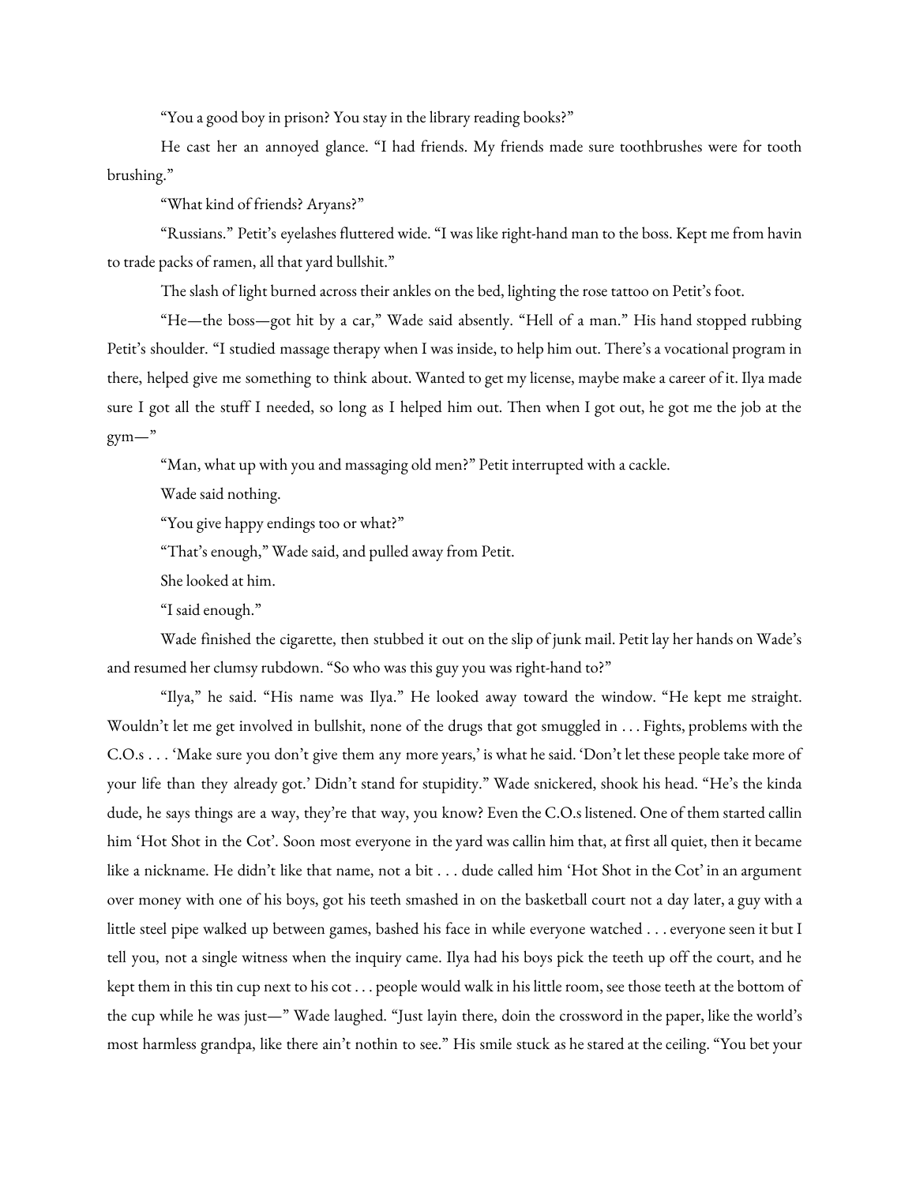"You a good boy in prison? You stay in the library reading books?"

He cast her an annoyed glance. "I had friends. My friends made sure toothbrushes were for tooth brushing."

"What kind of friends? Aryans?"

"Russians." Petit's eyelashes fluttered wide. "I was like right-hand man to the boss. Kept me from havin to trade packs of ramen, all that yard bullshit."

The slash of light burned across their ankles on the bed, lighting the rose tattoo on Petit's foot.

"He—the boss—got hit by a car," Wade said absently. "Hell of a man." His hand stopped rubbing Petit's shoulder. "I studied massage therapy when I was inside, to help him out. There's a vocational program in there, helped give me something to think about. Wanted to get my license, maybe make a career of it. Ilya made sure I got all the stuff I needed, so long as I helped him out. Then when I got out, he got me the job at the gym—"

"Man, what up with you and massaging old men?" Petit interrupted with a cackle.

Wade said nothing.

"You give happy endings too or what?"

"That's enough," Wade said, and pulled away from Petit.

She looked at him.

"I said enough."

Wade finished the cigarette, then stubbed it out on the slip of junk mail. Petit lay her hands on Wade's and resumed her clumsy rubdown. "So who was this guy you was right-hand to?"

"Ilya," he said. "His name was Ilya." He looked away toward the window. "He kept me straight. Wouldn't let me get involved in bullshit, none of the drugs that got smuggled in . . . Fights, problems with the C.O.s . . . 'Make sure you don't give them any more years,' is what he said. 'Don't let these people take more of your life than they already got.' Didn't stand for stupidity." Wade snickered, shook his head. "He's the kinda dude, he says things are a way, they're that way, you know? Even the C.O.s listened. One of them started callin him 'Hot Shot in the Cot'. Soon most everyone in the yard was callin him that, at first all quiet, then it became like a nickname. He didn't like that name, not a bit . . . dude called him 'Hot Shot in the Cot' in an argument over money with one of his boys, got his teeth smashed in on the basketball court not a day later, a guy with a little steel pipe walked up between games, bashed his face in while everyone watched . . . everyone seen it but I tell you, not a single witness when the inquiry came. Ilya had his boys pick the teeth up off the court, and he kept them in this tin cup next to his cot . . . people would walk in his little room, see those teeth at the bottom of the cup while he was just—" Wade laughed. "Just layin there, doin the crossword in the paper, like the world's most harmless grandpa, like there ain't nothin to see." His smile stuck as he stared at the ceiling. "You bet your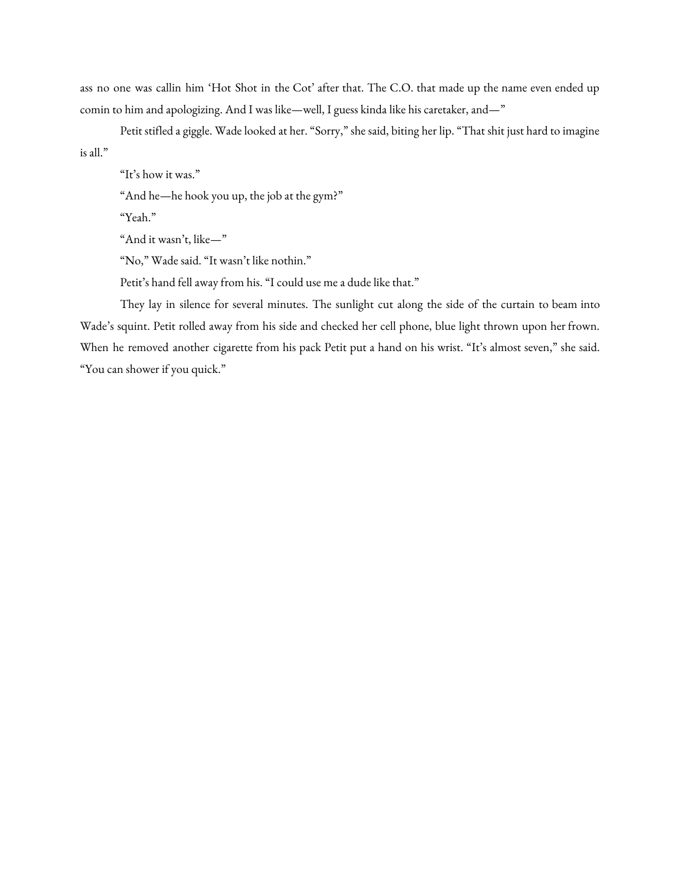ass no one was callin him 'Hot Shot in the Cot' after that. The C.O. that made up the name even ended up comin to him and apologizing. And I was like—well, I guess kinda like his caretaker, and—"

Petit stifled a giggle. Wade looked at her. "Sorry," she said, biting her lip. "That shit just hard to imagine is all."

"It's how it was."

"And he—he hook you up, the job at the gym?"

"Yeah."

"And it wasn't, like—"

"No," Wade said. "It wasn't like nothin."

Petit's hand fell away from his. "I could use me a dude like that."

They lay in silence for several minutes. The sunlight cut along the side of the curtain to beam into Wade's squint. Petit rolled away from his side and checked her cell phone, blue light thrown upon her frown. When he removed another cigarette from his pack Petit put a hand on his wrist. "It's almost seven," she said. "You can shower if you quick."